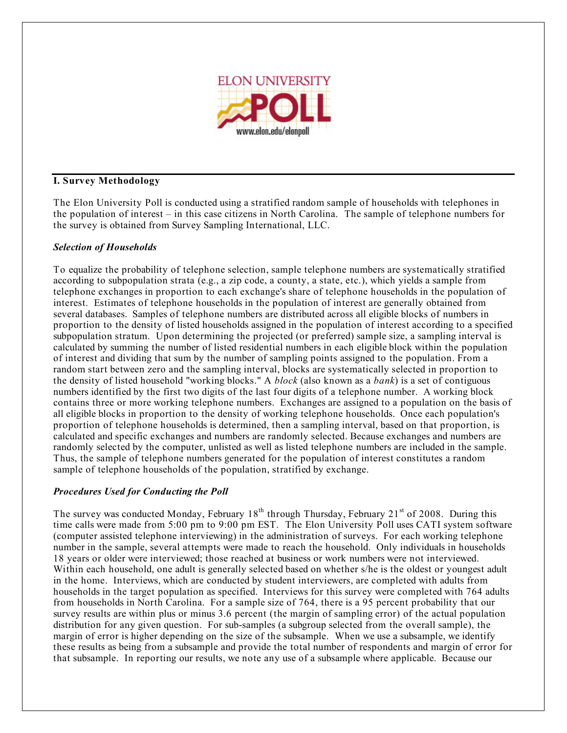## I. Survey Methodology

The Elon University Poll is conducted using a stratified random sample of households with telephones in the population of interest – in this case citizens in North Carolina. The sample of telephone numbers for the survey is obtained from Survey Sampling International, LLC.

### *Selection of Households*

To equalize the probability of telephone selection, sample telephone numbers are systematically stratified according to subpopulation strata (e.g., a zip code, a county, a state, etc.), which yields a sample from telephone exchanges in proportion to each exchange's share of telephone households in the population of interest. Estimates of telephone households in the population of interest are generally obtained from several databases. Samples of telephone numbers are distributed across all eligible blocks of numbers in proportion to the density of listed households assigned in the population of interest according to a specified subpopulation stratum. Upon determining the projected (or preferred) sample size, a sampling interval is calculated by summing the number of listed residential numbers in each eligible block within the population of interest and dividing that sum by the number of sampling points assigned to the population. From a random start between zero and the sampling interval, blocks are systematically selected in proportion to the density of listed household "working blocks." A *block* (also known as a *bank*) is a set of contiguous numbers identified by the first two digits of the last four digits of a telephone number. A working block contains three or more working telephone numbers. Exchanges are assigned to a population on the basis of all eligible blocks in proportion to the density of working telephone households. Once each population's proportion of telephone households is determined, then a sampling interval, based on that proportion, is calculated and specific exchanges and numbers are randomly selected. Because exchanges and numbers are randomly selected by the computer, unlisted as well as listed telephone numbers are included in the sample. Thus, the sample of telephone numbers generated for the population of interest constitutes a random sample of telephone households of the population, stratified by exchange.

### *Procedures Used for Conducting the Poll*

The survey was conducted Monday, February 18th through Thursday, February 21st of 2008. During this time calls were made from 5:00 pm to 9:00 pm EST. The Elon University Poll uses CATI system software (computer assisted telephone interviewing) in the administration of surveys. For each working telephone number in the sample, several attempts were made to reach the household. Only individuals in households 18 years or older were interviewed; those reached at business or work numbers were not interviewed. Within each household, one adult is generally selected based on whether s/he is the oldest or youngest adult in the home. Interviews, which are conducted by student interviewers, are completed with adults from households in the target population as specified. Interviews for this survey were completed with 764 adults from households in North Carolina. For a sample size of 764, there is a 95 percent probability that our survey results are within plus or minus 3.6 percent (the margin of sampling error) of the actual population distribution for any given question. For sub-samples (a subgroup selected from the overall sample), the margin of error is higher depending on the size of the subsample. When we use a subsample, we identify these results as being from a subsample and provide the total number of respondents and margin of error for that subsample. In reporting our results, we note any use of a subsample where applicable. Because our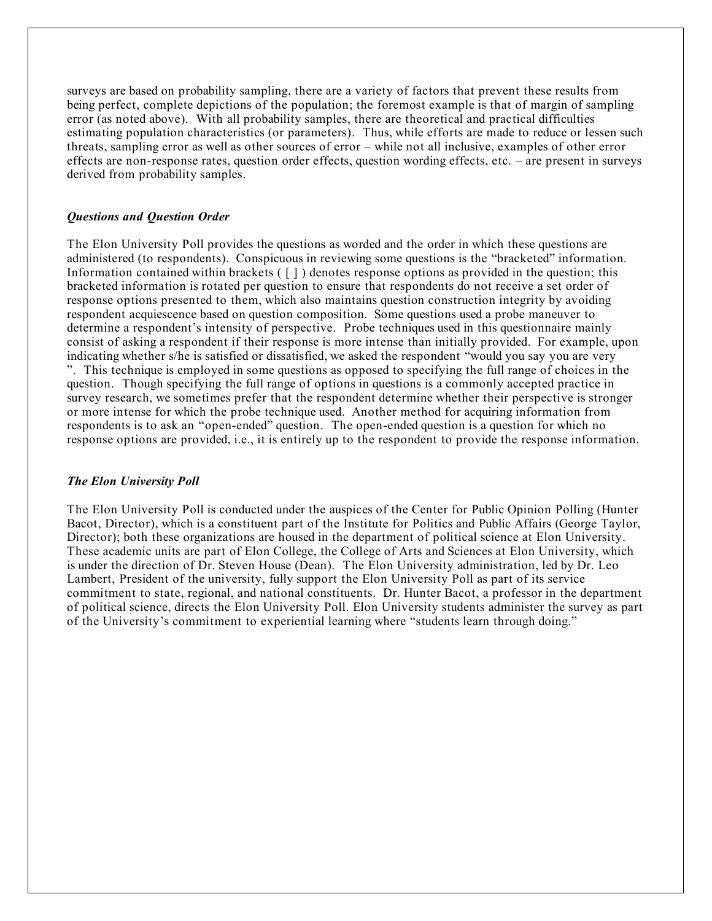surveys are based on probability sampling, there are a variety of factors that prevent these results from being perfect, complete depictions of the population; the foremost example is that of margin of sampling error (as noted above). With all probability samples, there are theoretical and practical difficulties estimating population characteristics (or parameters). Thus, while efforts are made to reduce or lessen such threats, sampling error as well as other sources of error – while not all inclusive, examples of other error effects are non-response rates, question order effects, question wording effects, etc. – are present in surveys derived from probability samples.

### *Questions and Question Order*

The Elon University Poll provides the questions as worded and the order in which these questions are administered (to respondents). Conspicuous in reviewing some questions is the "bracketed" information. Information contained within brackets ( [ ] ) denotes response options as provided in the question; this bracketed information is rotated per question to ensure that respondents do not receive a set order of response options presented to them, which also maintains question construction integrity by avoiding respondent acquiescence based on question composition. Some questions used a probe maneuver to determine a respondent's intensity of perspective. Probe techniques used in this questionnaire mainly consist of asking a respondent if their response is more intense than initially provided. For example, upon indicating whether s/he is satisfied or dissatisfied, we asked the respondent "would you say you are very ". This technique is employed in some questions as opposed to specifying the full range of choices in the question. Though specifying the full range of options in questions is a commonly accepted practice in survey research, we sometimes prefer that the respondent determine whether their perspective is stronger or more intense for which the probe technique used. Another method for acquiring information from respondents is to ask an "open-ended" question. The open-ended question is a question for which no response options are provided, i.e., it is entirely up to the respondent to provide the response information.

### *The Elon University Poll*

The Elon University Poll is conducted under the auspices of the Center for Public Opinion Polling (Hunter Bacot, Director), which is a constituent part of the Institute for Politics and Public Affairs (George Taylor, Director); both these organizations are housed in the department of political science at Elon University. These academic units are part of Elon College, the College of Arts and Sciences at Elon University, which is under the direction of Dr. Steven House (Dean). The Elon University administration, led by Dr. Leo Lambert, President of the university, fully support the Elon University Poll as part of its service commitment to state, regional, and national constituents. Dr. Hunter Bacot, a professor in the department of political science, directs the Elon University Poll. Elon University students administer the survey as part of the University's commitment to experiential learning where "students learn through doing."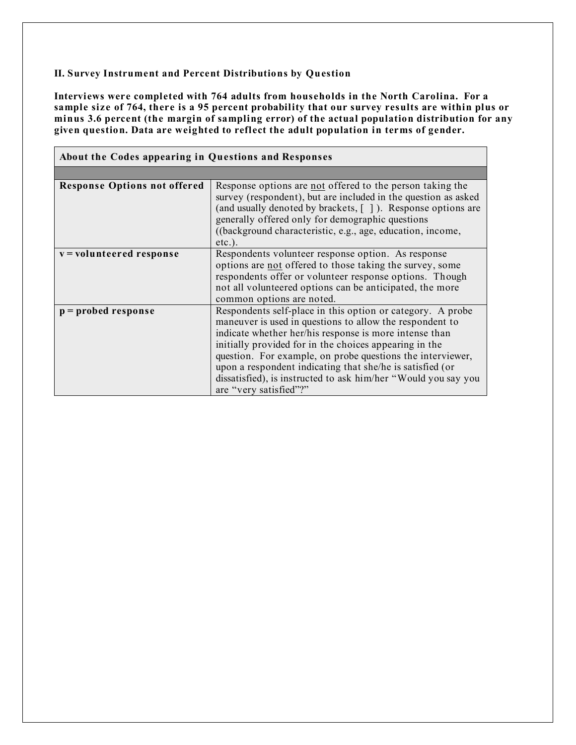### II. Survey Instrument and Percent Distributions by Question

**Interviews were completed with 764 adults from households in the North Carolina. For a sample size of 764, there is a 95 percent probability that our survey results are within plus or minus 3.6 percent (the margin of sampling error) of the actual population distribution for any given question. Data are weighted to reflect the adult population in terms of gender.**

| About the Codes appearing in Questions and Responses | |
|---|---|
| | |
| **Response Options not offered** | Response options are not offered to the person taking the survey (respondent), but are included in the question as asked (and usually denoted by brackets, [ ]). Response options are generally offered only for demographic questions ((background characteristic, e.g., age, education, income, etc.). |
| **v = volunteered response** | Respondents volunteer response option. As response options are not offered to those taking the survey, some respondents offer or volunteer response options. Though not all volunteered options can be anticipated, the more common options are noted. |
| **p = probed response** | Respondents self-place in this option or category. A probe maneuver is used in questions to allow the respondent to indicate whether her/his response is more intense than initially provided for in the choices appearing in the question. For example, on probe questions the interviewer, upon a respondent indicating that she/he is satisfied (or dissatisfied), is instructed to ask him/her "Would you say you are "very satisfied"?" |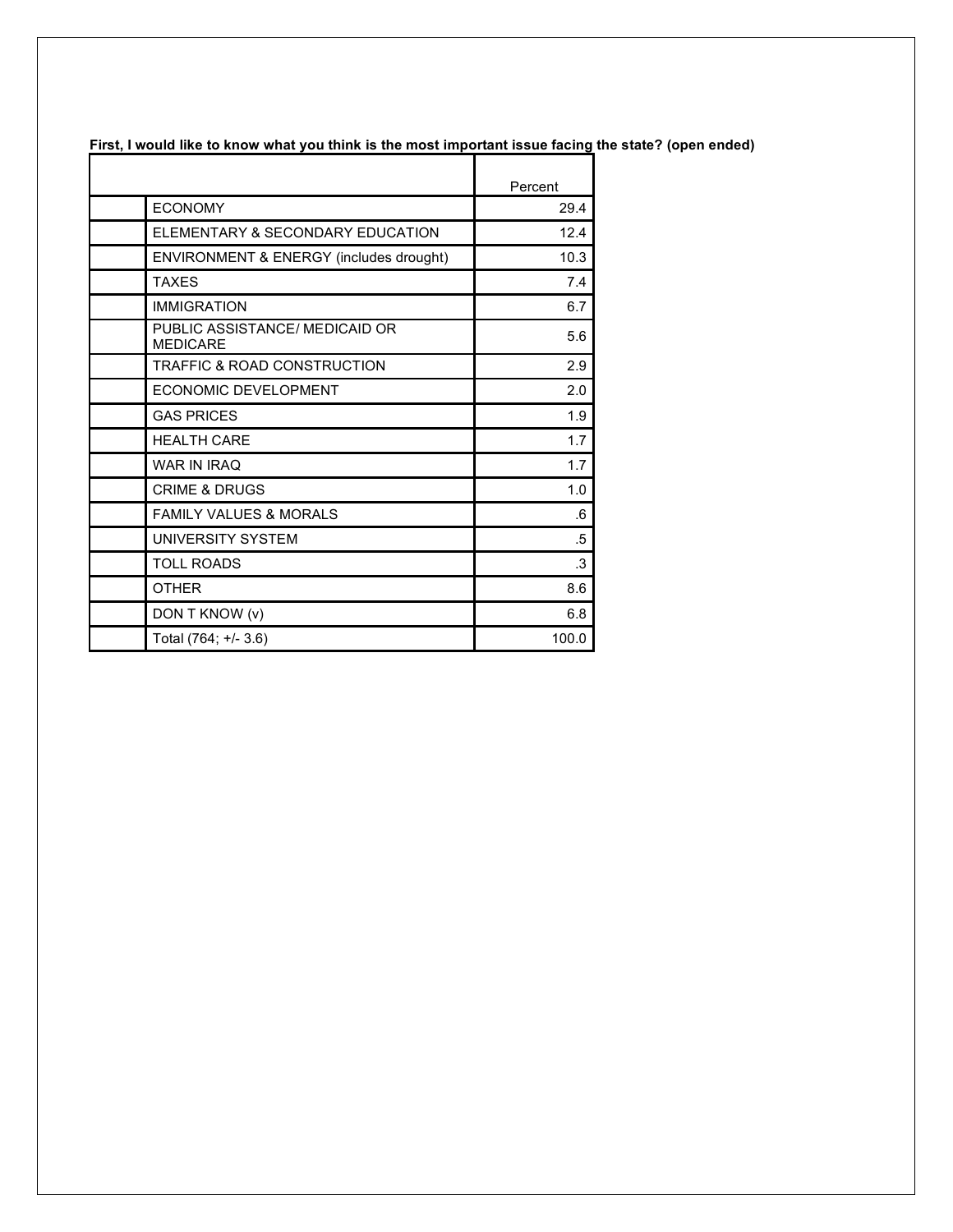**First, I would like to know what you think is the most important issue facing the state? (open ended)**

| | | Percent |
|---|---|---|
| | ECONOMY | 29.4 |
| | ELEMENTARY & SECONDARY EDUCATION | 12.4 |
| | ENVIRONMENT & ENERGY (includes drought) | 10.3 |
| | TAXES | 7.4 |
| | IMMIGRATION | 6.7 |
| | PUBLIC ASSISTANCE/ MEDICAID OR MEDICARE | 5.6 |
| | TRAFFIC & ROAD CONSTRUCTION | 2.9 |
| | ECONOMIC DEVELOPMENT | 2.0 |
| | GAS PRICES | 1.9 |
| | HEALTH CARE | 1.7 |
| | WAR IN IRAQ | 1.7 |
| | CRIME & DRUGS | 1.0 |
| | FAMILY VALUES & MORALS | .6 |
| | UNIVERSITY SYSTEM | .5 |
| | TOLL ROADS | .3 |
| | OTHER | 8.6 |
| | DON T KNOW (v) | 6.8 |
| | Total (764; +/- 3.6) | 100.0 |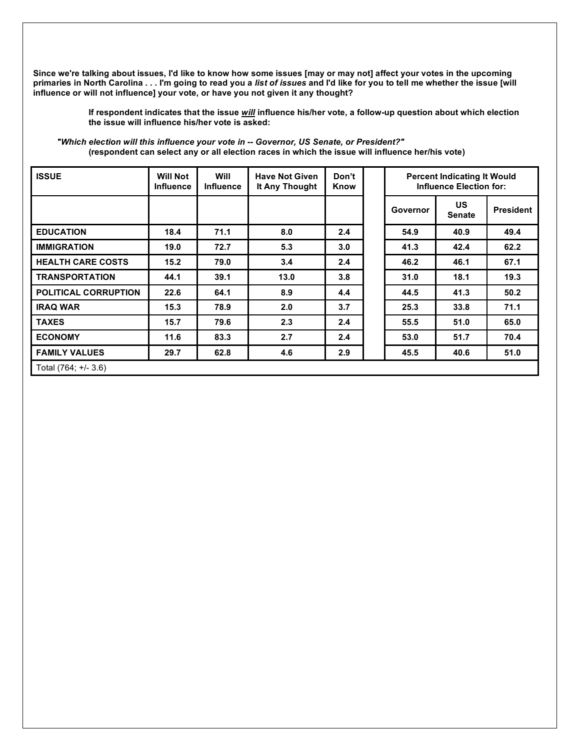**Since we're talking about issues, I'd like to know how some issues [may or may not] affect your votes in the upcoming primaries in North Carolina . . . I'm going to read you a *list of issues* and I'd like for you to tell me whether the issue [will influence or will not influence] your vote, or have you not given it any thought?**

> **If respondent indicates that the issue *will* influence his/her vote, a follow-up question about which election the issue will influence his/her vote is asked:**

***"Which election will this influence your vote in -- Governor, US Senate, or President?"***
**(respondent can select any or all election races in which the issue will influence her/his vote)**

| ISSUE | Will Not Influence | Will Influence | Have Not Given It Any Thought | Don't Know | | Percent Indicating It Would Influence Election for: | | |
|---|---|---|---|---|---|---|---|---|
| | | | | | | Governor | US Senate | President |
| EDUCATION | 18.4 | 71.1 | 8.0 | 2.4 | | 54.9 | 40.9 | 49.4 |
| IMMIGRATION | 19.0 | 72.7 | 5.3 | 3.0 | | 41.3 | 42.4 | 62.2 |
| HEALTH CARE COSTS | 15.2 | 79.0 | 3.4 | 2.4 | | 46.2 | 46.1 | 67.1 |
| TRANSPORTATION | 44.1 | 39.1 | 13.0 | 3.8 | | 31.0 | 18.1 | 19.3 |
| POLITICAL CORRUPTION | 22.6 | 64.1 | 8.9 | 4.4 | | 44.5 | 41.3 | 50.2 |
| IRAQ WAR | 15.3 | 78.9 | 2.0 | 3.7 | | 25.3 | 33.8 | 71.1 |
| TAXES | 15.7 | 79.6 | 2.3 | 2.4 | | 55.5 | 51.0 | 65.0 |
| ECONOMY | 11.6 | 83.3 | 2.7 | 2.4 | | 53.0 | 51.7 | 70.4 |
| FAMILY VALUES | 29.7 | 62.8 | 4.6 | 2.9 | | 45.5 | 40.6 | 51.0 |
| Total (764; +/- 3.6) | | | | | | | | |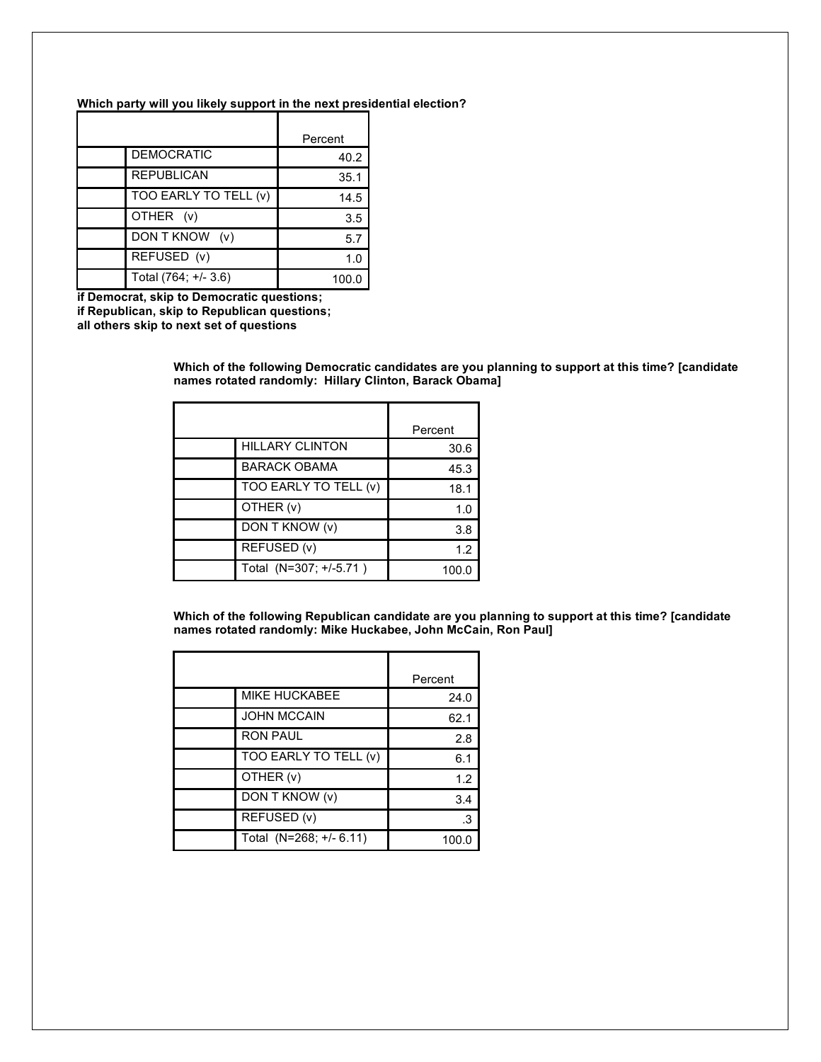**Which party will you likely support in the next presidential election?**

| | | Percent |
|---|---|---|
| | DEMOCRATIC | 40.2 |
| | REPUBLICAN | 35.1 |
| | TOO EARLY TO TELL (v) | 14.5 |
| | OTHER (v) | 3.5 |
| | DON T KNOW (v) | 5.7 |
| | REFUSED (v) | 1.0 |
| | Total (764; +/- 3.6) | 100.0 |

**if Democrat, skip to Democratic questions;**
**if Republican, skip to Republican questions;**
**all others skip to next set of questions**

**Which of the following Democratic candidates are you planning to support at this time? [candidate names rotated randomly: Hillary Clinton, Barack Obama]**

| | | Percent |
|---|---|---|
| | HILLARY CLINTON | 30.6 |
| | BARACK OBAMA | 45.3 |
| | TOO EARLY TO TELL (v) | 18.1 |
| | OTHER (v) | 1.0 |
| | DON T KNOW (v) | 3.8 |
| | REFUSED (v) | 1.2 |
| | Total (N=307; +/-5.71 ) | 100.0 |

**Which of the following Republican candidate are you planning to support at this time? [candidate names rotated randomly: Mike Huckabee, John McCain, Ron Paul]**

| | | Percent |
|---|---|---|
| | MIKE HUCKABEE | 24.0 |
| | JOHN MCCAIN | 62.1 |
| | RON PAUL | 2.8 |
| | TOO EARLY TO TELL (v) | 6.1 |
| | OTHER (v) | 1.2 |
| | DON T KNOW (v) | 3.4 |
| | REFUSED (v) | .3 |
| | Total (N=268; +/- 6.11) | 100.0 |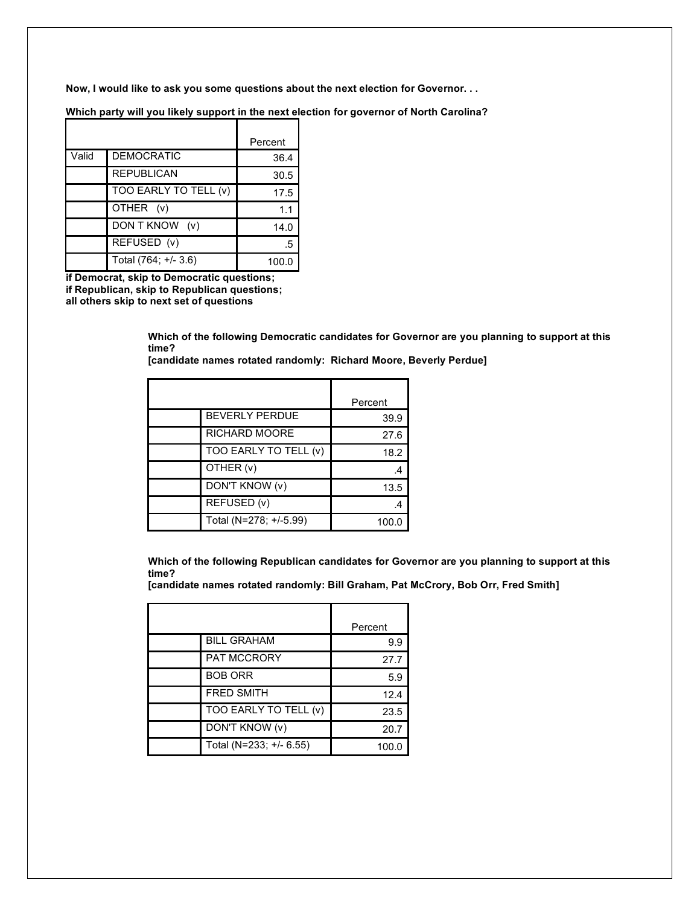**Now, I would like to ask you some questions about the next election for Governor. . .**

**Which party will you likely support in the next election for governor of North Carolina?**

| | | Percent |
|---|---|---|
| Valid | DEMOCRATIC | 36.4 |
| | REPUBLICAN | 30.5 |
| | TOO EARLY TO TELL (v) | 17.5 |
| | OTHER (v) | 1.1 |
| | DON T KNOW (v) | 14.0 |
| | REFUSED (v) | .5 |
| | Total (764; +/- 3.6) | 100.0 |

**if Democrat, skip to Democratic questions;**
**if Republican, skip to Republican questions;**
**all others skip to next set of questions**

**Which of the following Democratic candidates for Governor are you planning to support at this time?**
**[candidate names rotated randomly: Richard Moore, Beverly Perdue]**

| | | Percent |
|---|---|---|
| | BEVERLY PERDUE | 39.9 |
| | RICHARD MOORE | 27.6 |
| | TOO EARLY TO TELL (v) | 18.2 |
| | OTHER (v) | .4 |
| | DON'T KNOW (v) | 13.5 |
| | REFUSED (v) | .4 |
| | Total (N=278; +/-5.99) | 100.0 |

**Which of the following Republican candidates for Governor are you planning to support at this time?**
**[candidate names rotated randomly: Bill Graham, Pat McCrory, Bob Orr, Fred Smith]**

| | | Percent |
|---|---|---|
| | BILL GRAHAM | 9.9 |
| | PAT MCCRORY | 27.7 |
| | BOB ORR | 5.9 |
| | FRED SMITH | 12.4 |
| | TOO EARLY TO TELL (v) | 23.5 |
| | DON'T KNOW (v) | 20.7 |
| | Total (N=233; +/- 6.55) | 100.0 |